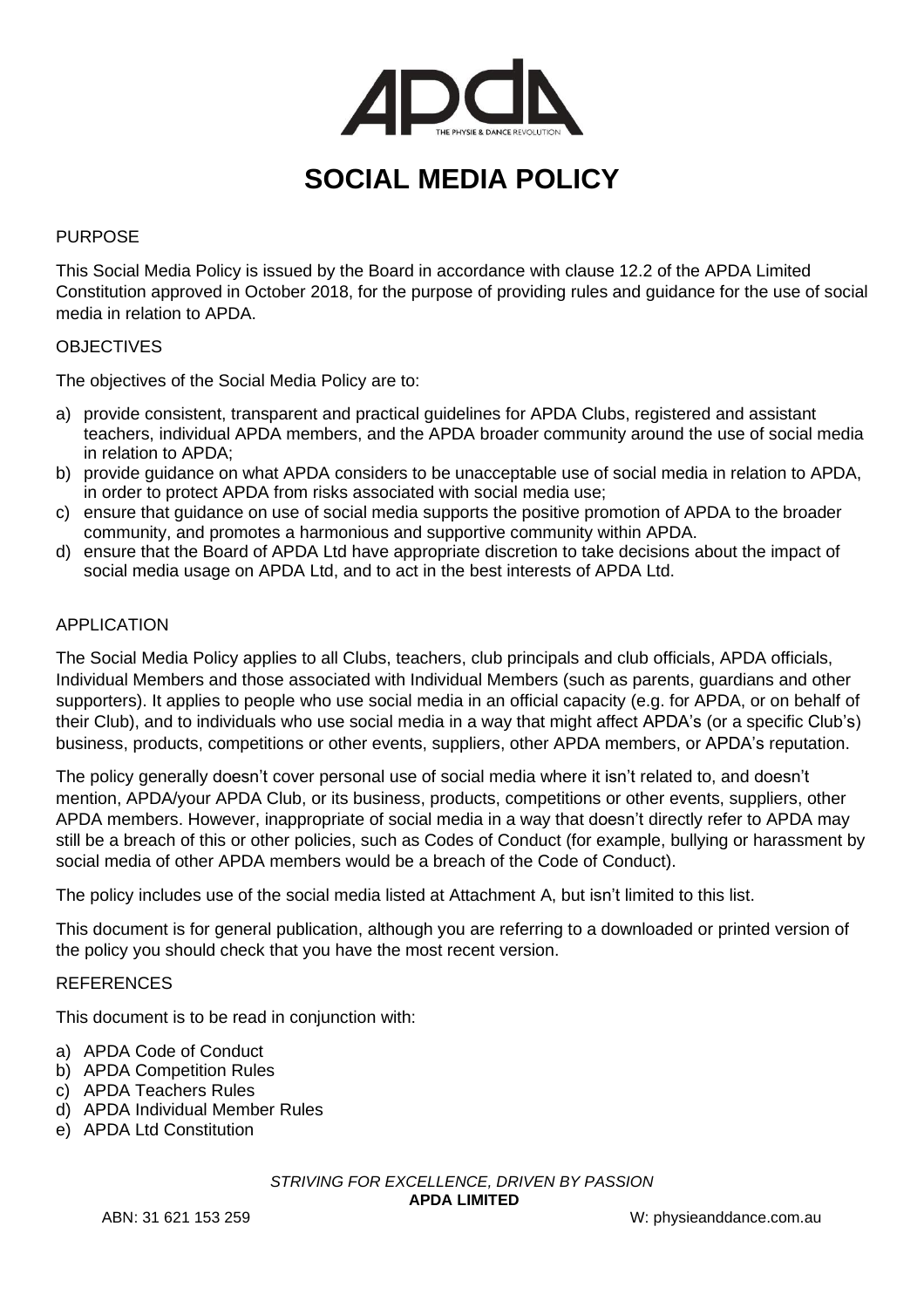# SOCIAL MEDIA POLICY

## PURPOSE

This Social Media Policy is issued by the Board in accordance with clause 12.2 of the APDA Limited Constitution approved in October 2018, for the purpose of providing rules and guidance for the use of social media in relation to APDA.

## OBJECTIVES

The objectives of the Social Media Policy are to:

a) provide consistent, transparent and practical guidelines for APDA Clubs, registered and assistant teachers, individual APDA members, and the APDA broader community around the use of social media in relation to APDA;
b) provide guidance on what APDA considers to be unacceptable use of social media in relation to APDA, in order to protect APDA from risks associated with social media use;
c) ensure that guidance on use of social media supports the positive promotion of APDA to the broader community, and promotes a harmonious and supportive community within APDA.
d) ensure that the Board of APDA Ltd have appropriate discretion to take decisions about the impact of social media usage on APDA Ltd, and to act in the best interests of APDA Ltd.

## APPLICATION

The Social Media Policy applies to all Clubs, teachers, club principals and club officials, APDA officials, Individual Members and those associated with Individual Members (such as parents, guardians and other supporters). It applies to people who use social media in an official capacity (e.g. for APDA, or on behalf of their Club), and to individuals who use social media in a way that might affect APDA's (or a specific Club's) business, products, competitions or other events, suppliers, other APDA members, or APDA's reputation.

The policy generally doesn't cover personal use of social media where it isn't related to, and doesn't mention, APDA/your APDA Club, or its business, products, competitions or other events, suppliers, other APDA members. However, inappropriate of social media in a way that doesn't directly refer to APDA may still be a breach of this or other policies, such as Codes of Conduct (for example, bullying or harassment by social media of other APDA members would be a breach of the Code of Conduct).

The policy includes use of the social media listed at Attachment A, but isn't limited to this list.

This document is for general publication, although you are referring to a downloaded or printed version of the policy you should check that you have the most recent version.

## REFERENCES

This document is to be read in conjunction with:

a) APDA Code of Conduct
b) APDA Competition Rules
c) APDA Teachers Rules
d) APDA Individual Member Rules
e) APDA Ltd Constitution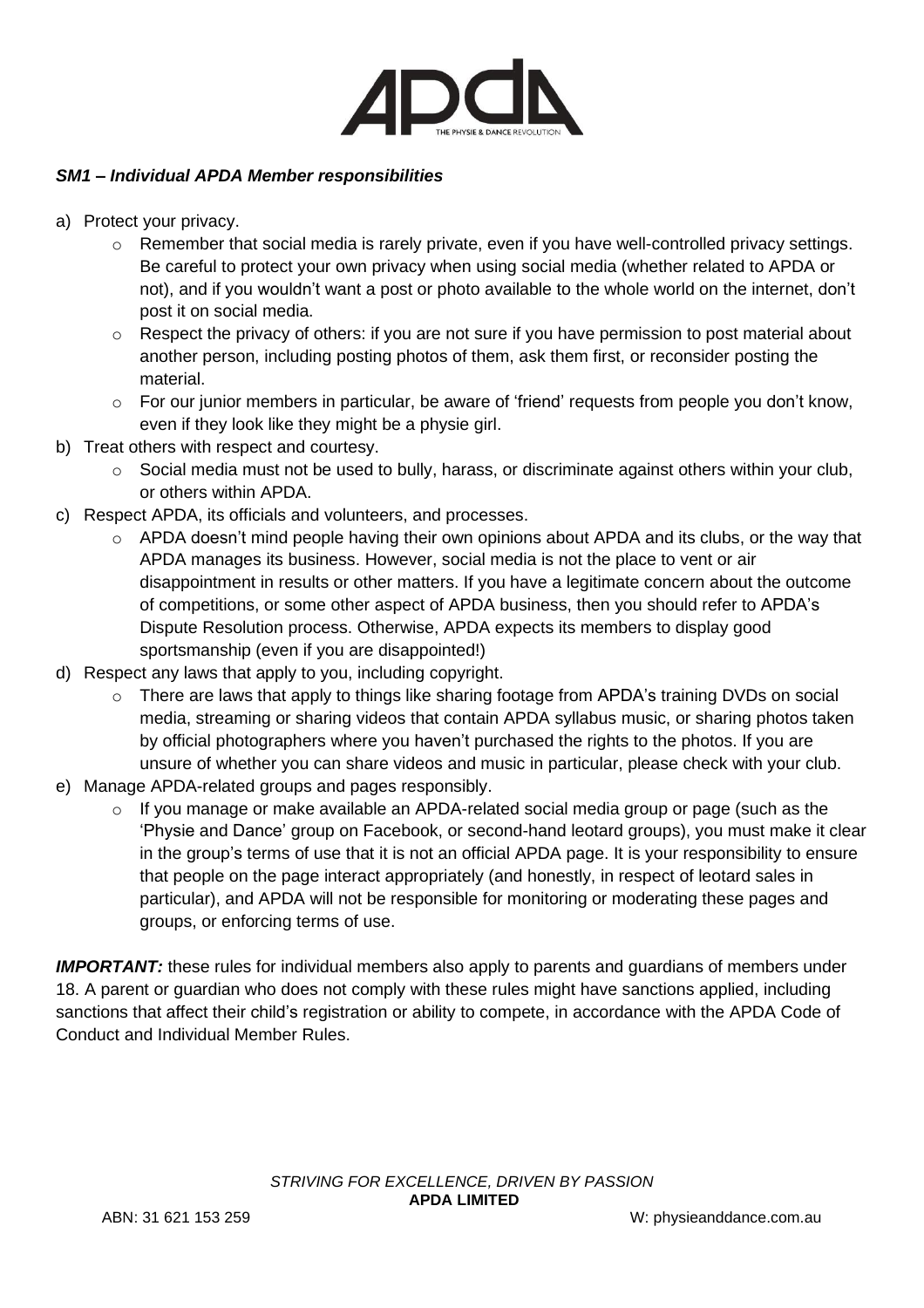### *SM1 – Individual APDA Member responsibilities*

a) Protect your privacy.
   - Remember that social media is rarely private, even if you have well-controlled privacy settings. Be careful to protect your own privacy when using social media (whether related to APDA or not), and if you wouldn't want a post or photo available to the whole world on the internet, don't post it on social media.
   - Respect the privacy of others: if you are not sure if you have permission to post material about another person, including posting photos of them, ask them first, or reconsider posting the material.
   - For our junior members in particular, be aware of 'friend' requests from people you don't know, even if they look like they might be a physie girl.

b) Treat others with respect and courtesy.
   - Social media must not be used to bully, harass, or discriminate against others within your club, or others within APDA.

c) Respect APDA, its officials and volunteers, and processes.
   - APDA doesn't mind people having their own opinions about APDA and its clubs, or the way that APDA manages its business. However, social media is not the place to vent or air disappointment in results or other matters. If you have a legitimate concern about the outcome of competitions, or some other aspect of APDA business, then you should refer to APDA's Dispute Resolution process. Otherwise, APDA expects its members to display good sportsmanship (even if you are disappointed!)

d) Respect any laws that apply to you, including copyright.
   - There are laws that apply to things like sharing footage from APDA's training DVDs on social media, streaming or sharing videos that contain APDA syllabus music, or sharing photos taken by official photographers where you haven't purchased the rights to the photos. If you are unsure of whether you can share videos and music in particular, please check with your club.

e) Manage APDA-related groups and pages responsibly.
   - If you manage or make available an APDA-related social media group or page (such as the 'Physie and Dance' group on Facebook, or second-hand leotard groups), you must make it clear in the group's terms of use that it is not an official APDA page. It is your responsibility to ensure that people on the page interact appropriately (and honestly, in respect of leotard sales in particular), and APDA will not be responsible for monitoring or moderating these pages and groups, or enforcing terms of use.

***IMPORTANT:*** these rules for individual members also apply to parents and guardians of members under 18. A parent or guardian who does not comply with these rules might have sanctions applied, including sanctions that affect their child's registration or ability to compete, in accordance with the APDA Code of Conduct and Individual Member Rules.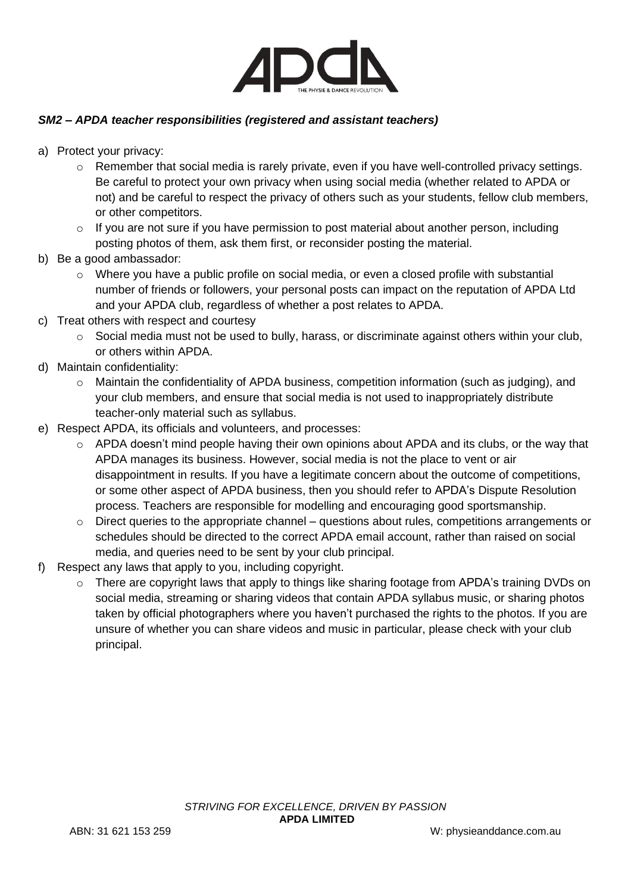### *SM2 – APDA teacher responsibilities (registered and assistant teachers)*

a) Protect your privacy:
   - Remember that social media is rarely private, even if you have well-controlled privacy settings. Be careful to protect your own privacy when using social media (whether related to APDA or not) and be careful to respect the privacy of others such as your students, fellow club members, or other competitors.
   - If you are not sure if you have permission to post material about another person, including posting photos of them, ask them first, or reconsider posting the material.

b) Be a good ambassador:
   - Where you have a public profile on social media, or even a closed profile with substantial number of friends or followers, your personal posts can impact on the reputation of APDA Ltd and your APDA club, regardless of whether a post relates to APDA.

c) Treat others with respect and courtesy
   - Social media must not be used to bully, harass, or discriminate against others within your club, or others within APDA.

d) Maintain confidentiality:
   - Maintain the confidentiality of APDA business, competition information (such as judging), and your club members, and ensure that social media is not used to inappropriately distribute teacher-only material such as syllabus.

e) Respect APDA, its officials and volunteers, and processes:
   - APDA doesn't mind people having their own opinions about APDA and its clubs, or the way that APDA manages its business. However, social media is not the place to vent or air disappointment in results. If you have a legitimate concern about the outcome of competitions, or some other aspect of APDA business, then you should refer to APDA's Dispute Resolution process. Teachers are responsible for modelling and encouraging good sportsmanship.
   - Direct queries to the appropriate channel – questions about rules, competitions arrangements or schedules should be directed to the correct APDA email account, rather than raised on social media, and queries need to be sent by your club principal.

f) Respect any laws that apply to you, including copyright.
   - There are copyright laws that apply to things like sharing footage from APDA's training DVDs on social media, streaming or sharing videos that contain APDA syllabus music, or sharing photos taken by official photographers where you haven't purchased the rights to the photos. If you are unsure of whether you can share videos and music in particular, please check with your club principal.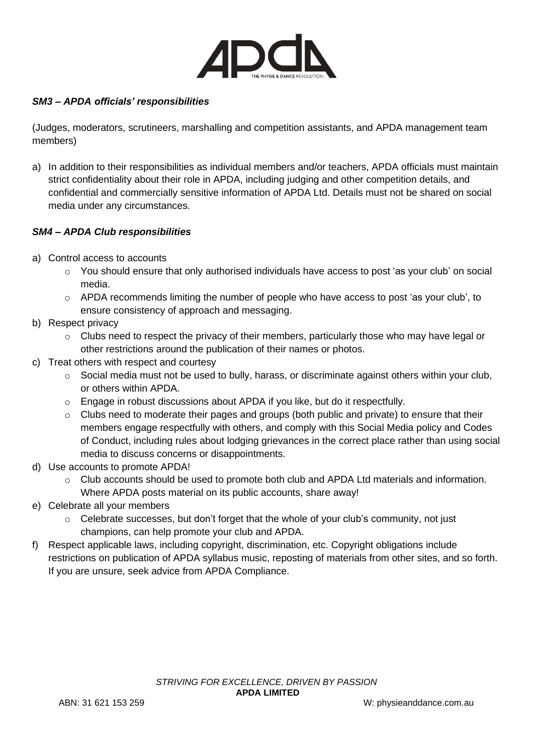### *SM3 – APDA officials' responsibilities*

(Judges, moderators, scrutineers, marshalling and competition assistants, and APDA management team members)

a) In addition to their responsibilities as individual members and/or teachers, APDA officials must maintain strict confidentiality about their role in APDA, including judging and other competition details, and confidential and commercially sensitive information of APDA Ltd. Details must not be shared on social media under any circumstances.

### *SM4 – APDA Club responsibilities*

a) Control access to accounts
   - You should ensure that only authorised individuals have access to post 'as your club' on social media.
   - APDA recommends limiting the number of people who have access to post 'as your club', to ensure consistency of approach and messaging.

b) Respect privacy
   - Clubs need to respect the privacy of their members, particularly those who may have legal or other restrictions around the publication of their names or photos.

c) Treat others with respect and courtesy
   - Social media must not be used to bully, harass, or discriminate against others within your club, or others within APDA.
   - Engage in robust discussions about APDA if you like, but do it respectfully.
   - Clubs need to moderate their pages and groups (both public and private) to ensure that their members engage respectfully with others, and comply with this Social Media policy and Codes of Conduct, including rules about lodging grievances in the correct place rather than using social media to discuss concerns or disappointments.

d) Use accounts to promote APDA!
   - Club accounts should be used to promote both club and APDA Ltd materials and information. Where APDA posts material on its public accounts, share away!

e) Celebrate all your members
   - Celebrate successes, but don't forget that the whole of your club's community, not just champions, can help promote your club and APDA.

f) Respect applicable laws, including copyright, discrimination, etc. Copyright obligations include restrictions on publication of APDA syllabus music, reposting of materials from other sites, and so forth. If you are unsure, seek advice from APDA Compliance.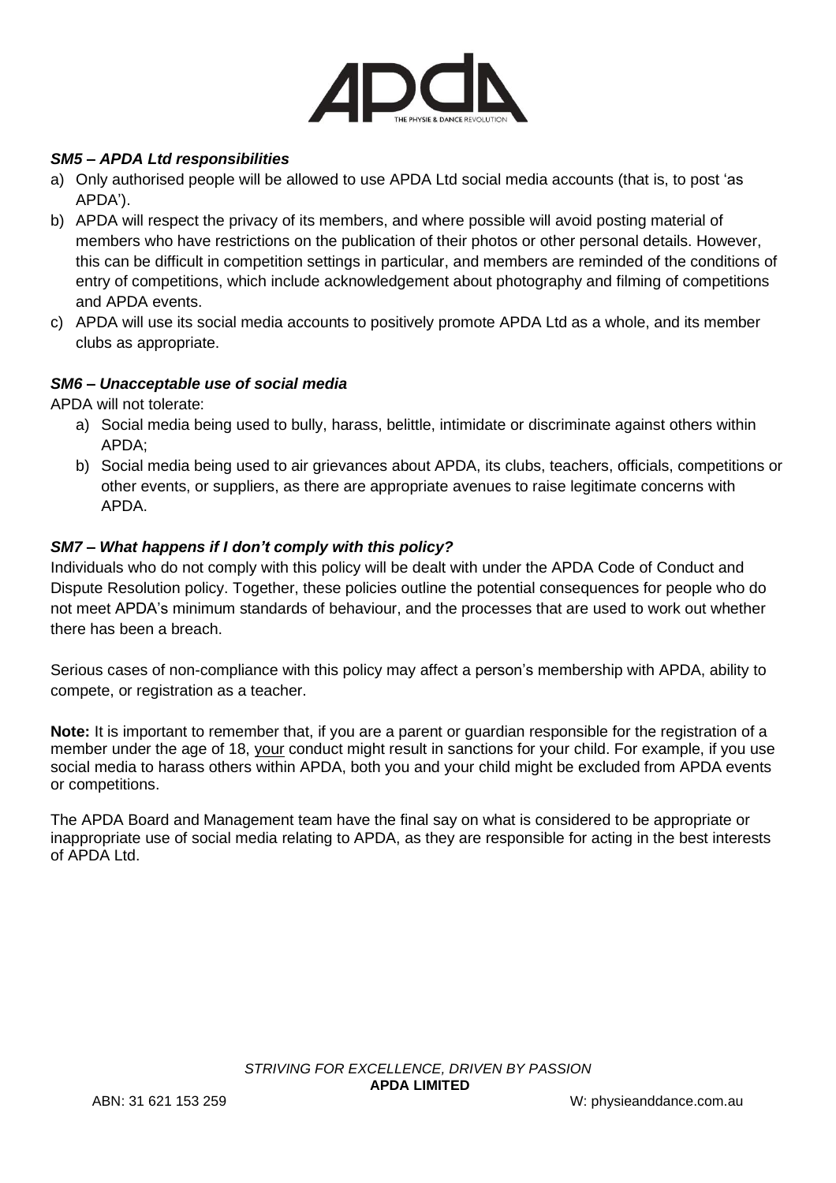### *SM5 – APDA Ltd responsibilities*

a) Only authorised people will be allowed to use APDA Ltd social media accounts (that is, to post 'as APDA').
b) APDA will respect the privacy of its members, and where possible will avoid posting material of members who have restrictions on the publication of their photos or other personal details. However, this can be difficult in competition settings in particular, and members are reminded of the conditions of entry of competitions, which include acknowledgement about photography and filming of competitions and APDA events.
c) APDA will use its social media accounts to positively promote APDA Ltd as a whole, and its member clubs as appropriate.

### *SM6 – Unacceptable use of social media*

APDA will not tolerate:

a) Social media being used to bully, harass, belittle, intimidate or discriminate against others within APDA;
b) Social media being used to air grievances about APDA, its clubs, teachers, officials, competitions or other events, or suppliers, as there are appropriate avenues to raise legitimate concerns with APDA.

### *SM7 – What happens if I don't comply with this policy?*

Individuals who do not comply with this policy will be dealt with under the APDA Code of Conduct and Dispute Resolution policy. Together, these policies outline the potential consequences for people who do not meet APDA's minimum standards of behaviour, and the processes that are used to work out whether there has been a breach.

Serious cases of non-compliance with this policy may affect a person's membership with APDA, ability to compete, or registration as a teacher.

**Note:** It is important to remember that, if you are a parent or guardian responsible for the registration of a member under the age of 18, <u>your</u> conduct might result in sanctions for your child. For example, if you use social media to harass others within APDA, both you and your child might be excluded from APDA events or competitions.

The APDA Board and Management team have the final say on what is considered to be appropriate or inappropriate use of social media relating to APDA, as they are responsible for acting in the best interests of APDA Ltd.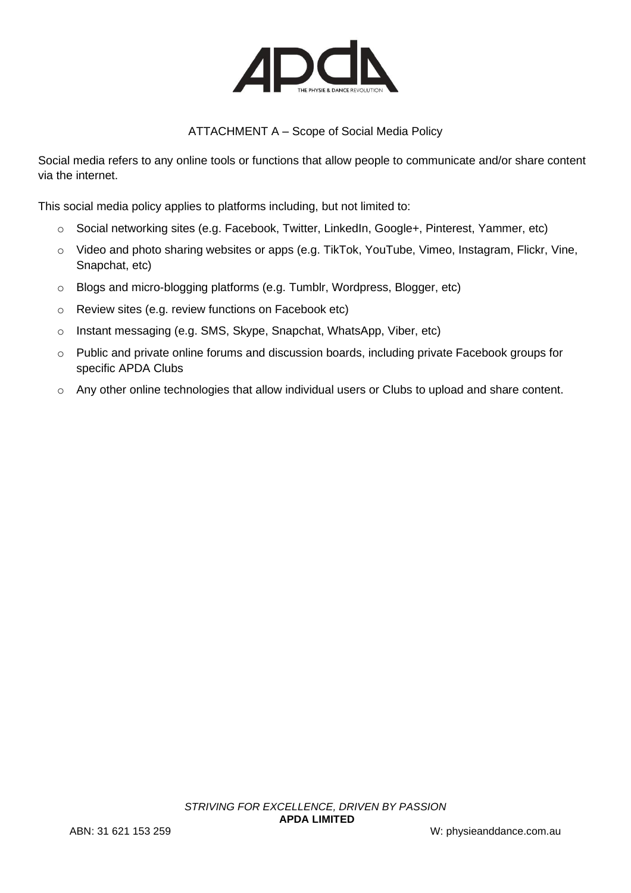ATTACHMENT A – Scope of Social Media Policy

Social media refers to any online tools or functions that allow people to communicate and/or share content via the internet.

This social media policy applies to platforms including, but not limited to:

- Social networking sites (e.g. Facebook, Twitter, LinkedIn, Google+, Pinterest, Yammer, etc)
- Video and photo sharing websites or apps (e.g. TikTok, YouTube, Vimeo, Instagram, Flickr, Vine, Snapchat, etc)
- Blogs and micro-blogging platforms (e.g. Tumblr, Wordpress, Blogger, etc)
- Review sites (e.g. review functions on Facebook etc)
- Instant messaging (e.g. SMS, Skype, Snapchat, WhatsApp, Viber, etc)
- Public and private online forums and discussion boards, including private Facebook groups for specific APDA Clubs
- Any other online technologies that allow individual users or Clubs to upload and share content.